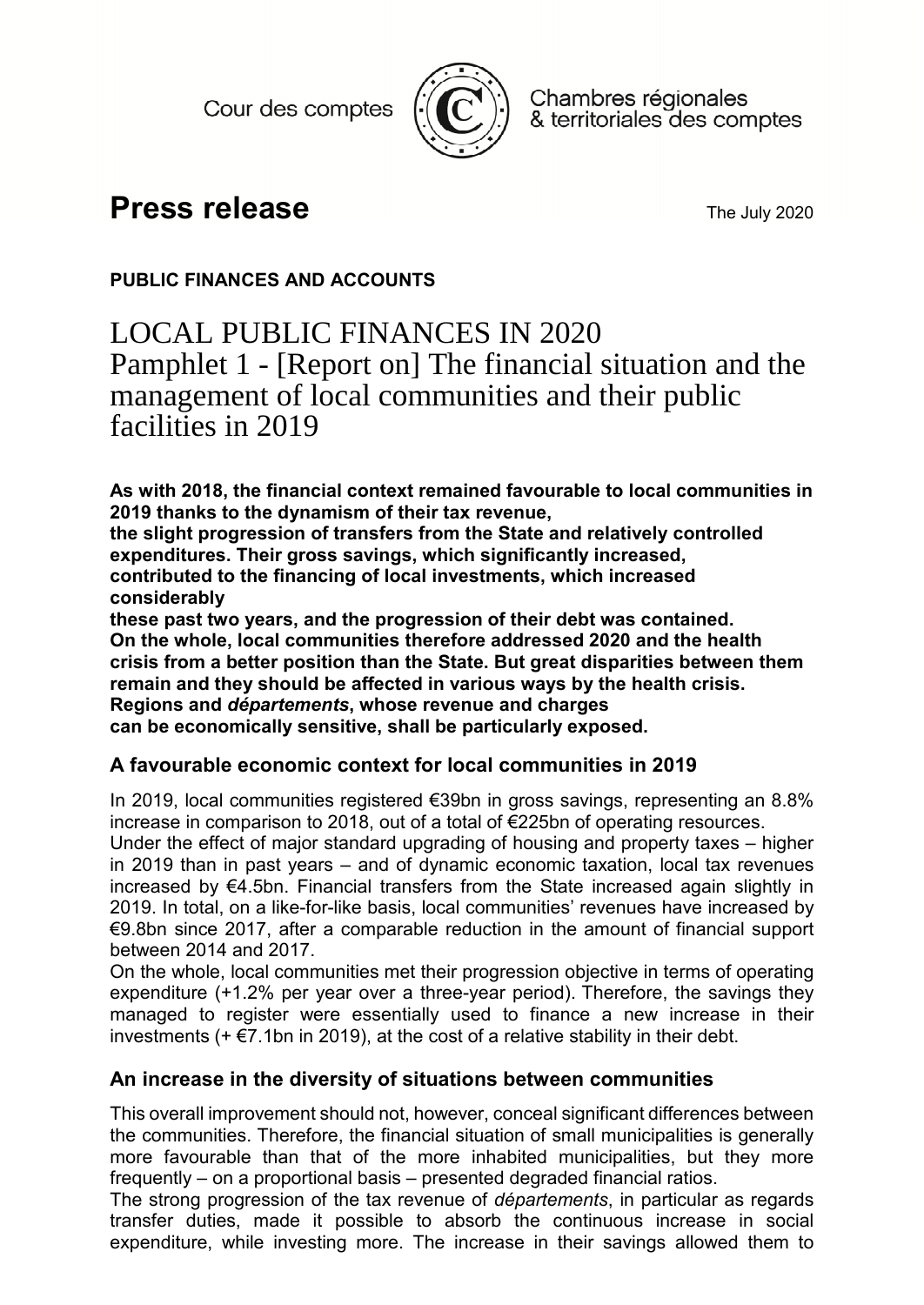Cour des comptes

Chambres régionales & territoriales des comptes

# Press release

The July 2020

**PUBLIC FINANCES AND ACCOUNTS**

# LOCAL PUBLIC FINANCES IN 2020
Pamphlet 1 - [Report on] The financial situation and the management of local communities and their public facilities in 2019

**As with 2018, the financial context remained favourable to local communities in 2019 thanks to the dynamism of their tax revenue, the slight progression of transfers from the State and relatively controlled expenditures. Their gross savings, which significantly increased, contributed to the financing of local investments, which increased considerably these past two years, and the progression of their debt was contained. On the whole, local communities therefore addressed 2020 and the health crisis from a better position than the State. But great disparities between them remain and they should be affected in various ways by the health crisis. Regions and *départements*, whose revenue and charges can be economically sensitive, shall be particularly exposed.**

### A favourable economic context for local communities in 2019

In 2019, local communities registered €39bn in gross savings, representing an 8.8% increase in comparison to 2018, out of a total of €225bn of operating resources.
Under the effect of major standard upgrading of housing and property taxes – higher in 2019 than in past years – and of dynamic economic taxation, local tax revenues increased by €4.5bn. Financial transfers from the State increased again slightly in 2019. In total, on a like-for-like basis, local communities' revenues have increased by €9.8bn since 2017, after a comparable reduction in the amount of financial support between 2014 and 2017.
On the whole, local communities met their progression objective in terms of operating expenditure (+1.2% per year over a three-year period). Therefore, the savings they managed to register were essentially used to finance a new increase in their investments (+ €7.1bn in 2019), at the cost of a relative stability in their debt.

### An increase in the diversity of situations between communities

This overall improvement should not, however, conceal significant differences between the communities. Therefore, the financial situation of small municipalities is generally more favourable than that of the more inhabited municipalities, but they more frequently – on a proportional basis – presented degraded financial ratios.
The strong progression of the tax revenue of *départements*, in particular as regards transfer duties, made it possible to absorb the continuous increase in social expenditure, while investing more. The increase in their savings allowed them to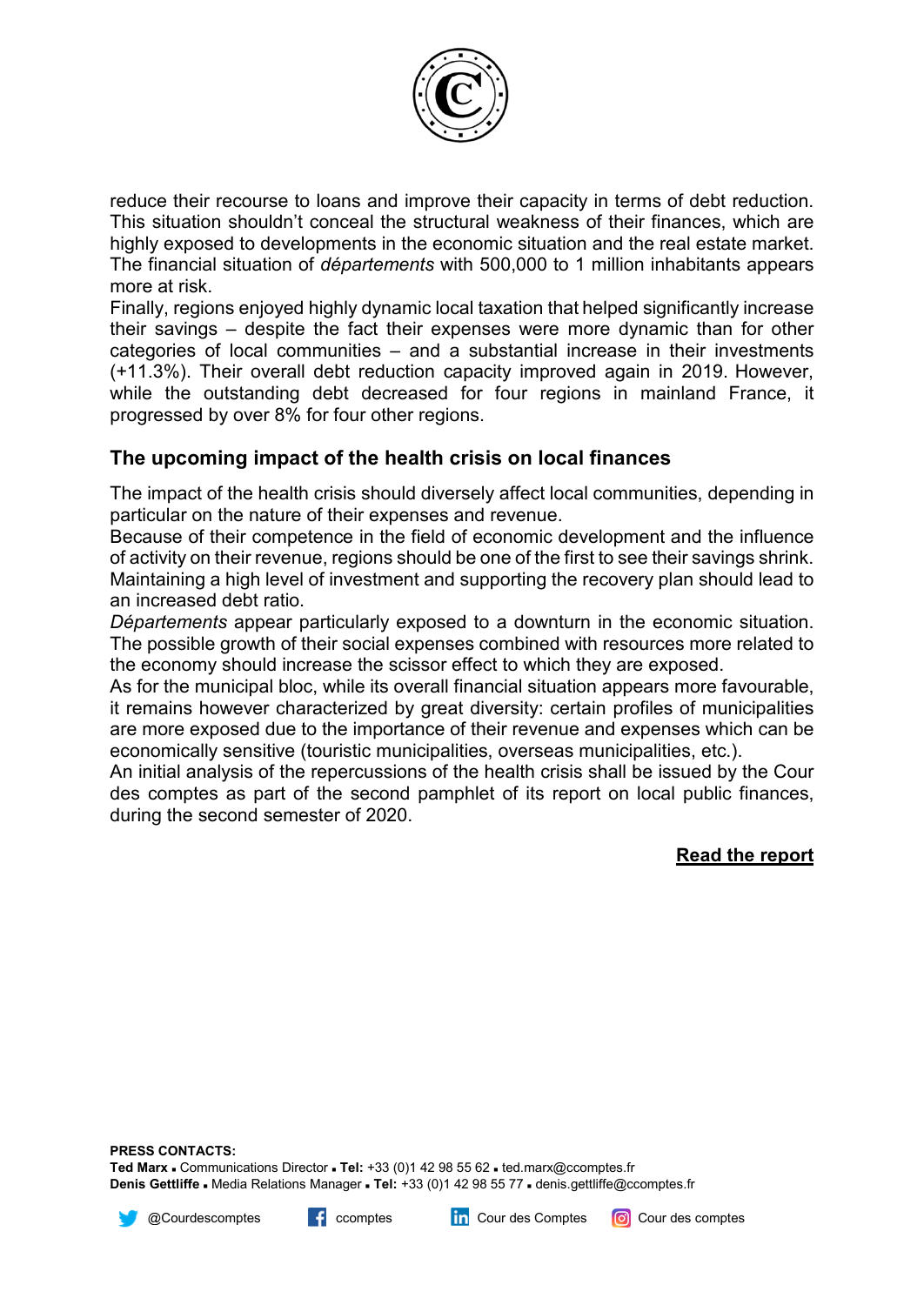reduce their recourse to loans and improve their capacity in terms of debt reduction. This situation shouldn't conceal the structural weakness of their finances, which are highly exposed to developments in the economic situation and the real estate market. The financial situation of *départements* with 500,000 to 1 million inhabitants appears more at risk.

Finally, regions enjoyed highly dynamic local taxation that helped significantly increase their savings – despite the fact their expenses were more dynamic than for other categories of local communities – and a substantial increase in their investments (+11.3%). Their overall debt reduction capacity improved again in 2019. However, while the outstanding debt decreased for four regions in mainland France, it progressed by over 8% for four other regions.

## The upcoming impact of the health crisis on local finances

The impact of the health crisis should diversely affect local communities, depending in particular on the nature of their expenses and revenue.

Because of their competence in the field of economic development and the influence of activity on their revenue, regions should be one of the first to see their savings shrink. Maintaining a high level of investment and supporting the recovery plan should lead to an increased debt ratio.

*Départements* appear particularly exposed to a downturn in the economic situation. The possible growth of their social expenses combined with resources more related to the economy should increase the scissor effect to which they are exposed.

As for the municipal bloc, while its overall financial situation appears more favourable, it remains however characterized by great diversity: certain profiles of municipalities are more exposed due to the importance of their revenue and expenses which can be economically sensitive (touristic municipalities, overseas municipalities, etc.).

An initial analysis of the repercussions of the health crisis shall be issued by the Cour des comptes as part of the second pamphlet of its report on local public finances, during the second semester of 2020.

**Read the report**

**PRESS CONTACTS:**
**Ted Marx** ▪ Communications Director ▪ **Tel:** +33 (0)1 42 98 55 62 ▪ ted.marx@ccomptes.fr
**Denis Gettliffe** ▪ Media Relations Manager ▪ **Tel:** +33 (0)1 42 98 55 77 ▪ denis.gettliffe@ccomptes.fr

@Courdescomptes ccomptes Cour des Comptes Cour des comptes